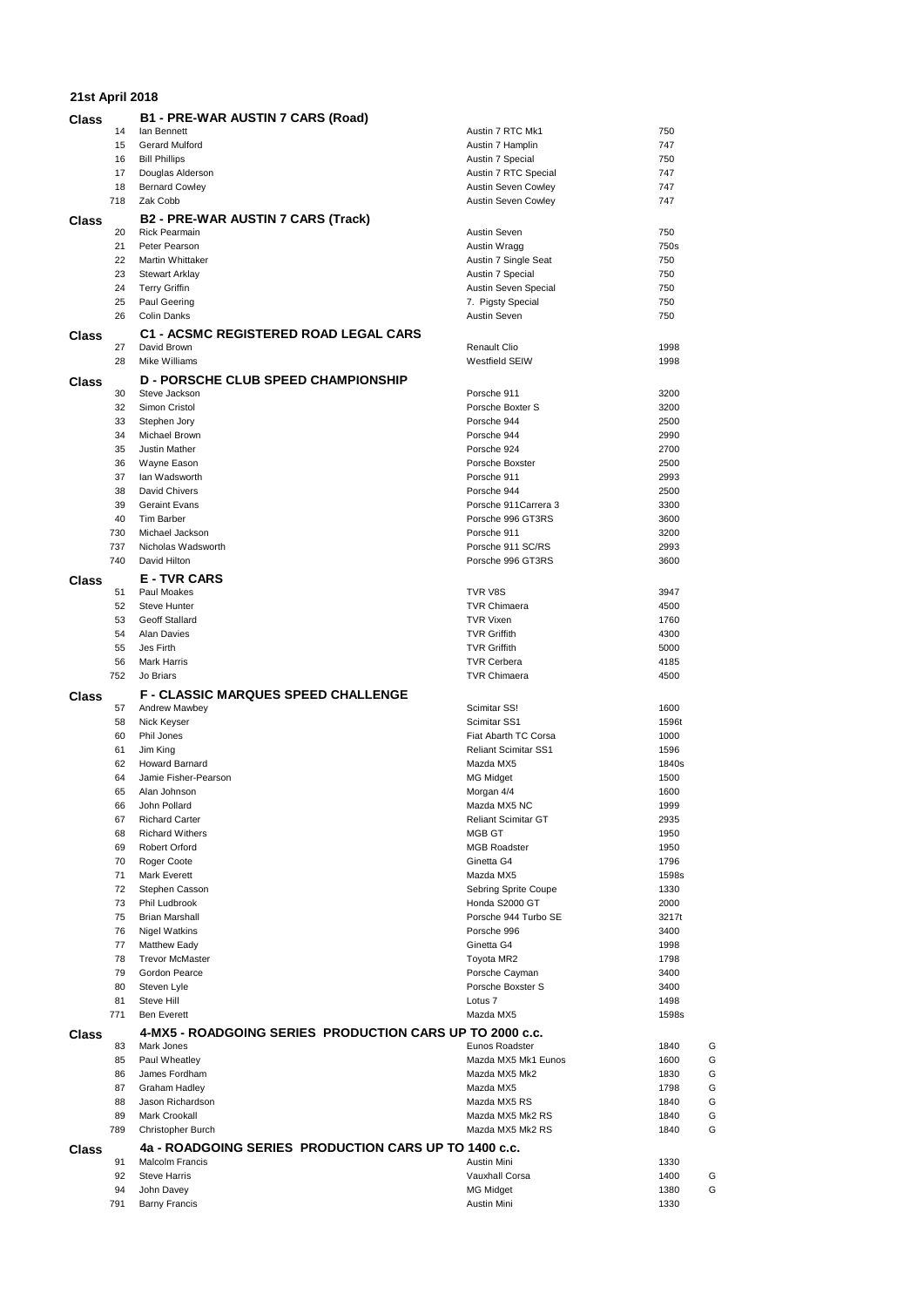**21st April 2018**

## Class B1 - PRE-WAR AUSTIN 7 CARS (Road)

| No. | Driver | Car | cc | |
|---|---|---|---|---|
| 14 | Ian Bennett | Austin 7 RTC Mk1 | 750 | |
| 15 | Gerard Mulford | Austin 7 Hamplin | 747 | |
| 16 | Bill Phillips | Austin 7 Special | 750 | |
| 17 | Douglas Alderson | Austin 7 RTC Special | 747 | |
| 18 | Bernard Cowley | Austin Seven Cowley | 747 | |
| 718 | Zak Cobb | Austin Seven Cowley | 747 | |

## Class B2 - PRE-WAR AUSTIN 7 CARS (Track)

| No. | Driver | Car | cc | |
|---|---|---|---|---|
| 20 | Rick Pearmain | Austin Seven | 750 | |
| 21 | Peter Pearson | Austin Wragg | 750s | |
| 22 | Martin Whittaker | Austin 7 Single Seat | 750 | |
| 23 | Stewart Arklay | Austin 7 Special | 750 | |
| 24 | Terry Griffin | Austin Seven Special | 750 | |
| 25 | Paul Geering | 7. Pigsty Special | 750 | |
| 26 | Colin Danks | Austin Seven | 750 | |

## Class C1 - ACSMC REGISTERED ROAD LEGAL CARS

| No. | Driver | Car | cc | |
|---|---|---|---|---|
| 27 | David Brown | Renault Clio | 1998 | |
| 28 | Mike Williams | Westfield SEIW | 1998 | |

## Class D - PORSCHE CLUB SPEED CHAMPIONSHIP

| No. | Driver | Car | cc | |
|---|---|---|---|---|
| 30 | Steve Jackson | Porsche 911 | 3200 | |
| 32 | Simon Cristol | Porsche Boxter S | 3200 | |
| 33 | Stephen Jory | Porsche 944 | 2500 | |
| 34 | Michael Brown | Porsche 944 | 2990 | |
| 35 | Justin Mather | Porsche 924 | 2700 | |
| 36 | Wayne Eason | Porsche Boxster | 2500 | |
| 37 | Ian Wadsworth | Porsche 911 | 2993 | |
| 38 | David Chivers | Porsche 944 | 2500 | |
| 39 | Geraint Evans | Porsche 911Carrera 3 | 3300 | |
| 40 | Tim Barber | Porsche 996 GT3RS | 3600 | |
| 730 | Michael Jackson | Porsche 911 | 3200 | |
| 737 | Nicholas Wadsworth | Porsche 911 SC/RS | 2993 | |
| 740 | David Hilton | Porsche 996 GT3RS | 3600 | |

## Class E - TVR CARS

| No. | Driver | Car | cc | |
|---|---|---|---|---|
| 51 | Paul Moakes | TVR V8S | 3947 | |
| 52 | Steve Hunter | TVR Chimaera | 4500 | |
| 53 | Geoff Stallard | TVR Vixen | 1760 | |
| 54 | Alan Davies | TVR Griffith | 4300 | |
| 55 | Jes Firth | TVR Griffith | 5000 | |
| 56 | Mark Harris | TVR Cerbera | 4185 | |
| 752 | Jo Briars | TVR Chimaera | 4500 | |

## Class F - CLASSIC MARQUES SPEED CHALLENGE

| No. | Driver | Car | cc | |
|---|---|---|---|---|
| 57 | Andrew Mawbey | Scimitar SS! | 1600 | |
| 58 | Nick Keyser | Scimitar SS1 | 1596t | |
| 60 | Phil Jones | Fiat Abarth TC Corsa | 1000 | |
| 61 | Jim King | Reliant Scimitar SS1 | 1596 | |
| 62 | Howard Barnard | Mazda MX5 | 1840s | |
| 64 | Jamie Fisher-Pearson | MG Midget | 1500 | |
| 65 | Alan Johnson | Morgan 4/4 | 1600 | |
| 66 | John Pollard | Mazda MX5 NC | 1999 | |
| 67 | Richard Carter | Reliant Scimitar GT | 2935 | |
| 68 | Richard Withers | MGB GT | 1950 | |
| 69 | Robert Orford | MGB Roadster | 1950 | |
| 70 | Roger Coote | Ginetta G4 | 1796 | |
| 71 | Mark Everett | Mazda MX5 | 1598s | |
| 72 | Stephen Casson | Sebring Sprite Coupe | 1330 | |
| 73 | Phil Ludbrook | Honda S2000 GT | 2000 | |
| 75 | Brian Marshall | Porsche 944 Turbo SE | 3217t | |
| 76 | Nigel Watkins | Porsche 996 | 3400 | |
| 77 | Matthew Eady | Ginetta G4 | 1998 | |
| 78 | Trevor McMaster | Toyota MR2 | 1798 | |
| 79 | Gordon Pearce | Porsche Cayman | 3400 | |
| 80 | Steven Lyle | Porsche Boxster S | 3400 | |
| 81 | Steve Hill | Lotus 7 | 1498 | |
| 771 | Ben Everett | Mazda MX5 | 1598s | |

## Class 4-MX5 - ROADGOING SERIES PRODUCTION CARS UP TO 2000 c.c.

| No. | Driver | Car | cc | |
|---|---|---|---|---|
| 83 | Mark Jones | Eunos Roadster | 1840 | G |
| 85 | Paul Wheatley | Mazda MX5 Mk1 Eunos | 1600 | G |
| 86 | James Fordham | Mazda MX5 Mk2 | 1830 | G |
| 87 | Graham Hadley | Mazda MX5 | 1798 | G |
| 88 | Jason Richardson | Mazda MX5 RS | 1840 | G |
| 89 | Mark Crookall | Mazda MX5 Mk2 RS | 1840 | G |
| 789 | Christopher Burch | Mazda MX5 Mk2 RS | 1840 | G |

## Class 4a - ROADGOING SERIES PRODUCTION CARS UP TO 1400 c.c.

| No. | Driver | Car | cc | |
|---|---|---|---|---|
| 91 | Malcolm Francis | Austin Mini | 1330 | |
| 92 | Steve Harris | Vauxhall Corsa | 1400 | G |
| 94 | John Davey | MG Midget | 1380 | G |
| 791 | Barny Francis | Austin Mini | 1330 | |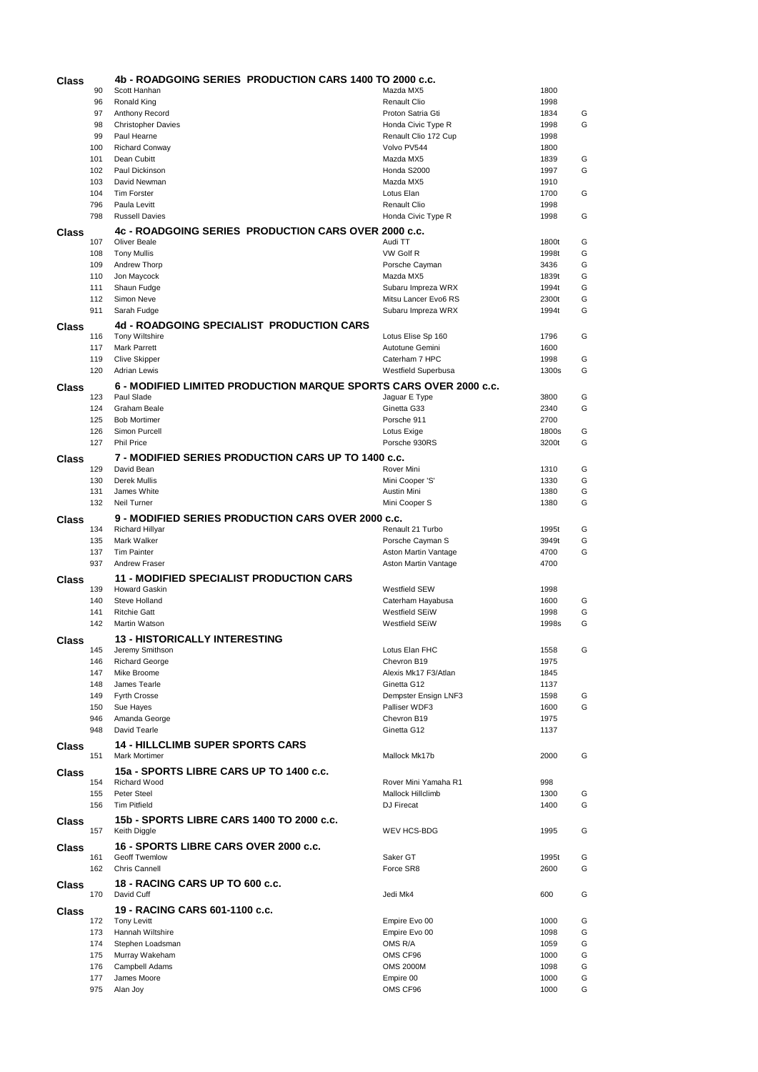**Class** 4b - ROADGOING SERIES PRODUCTION CARS 1400 TO 2000 c.c.

| No. | Driver | Car | c.c. | |
|---|---|---|---|---|
| 90 | Scott Hanhan | Mazda MX5 | 1800 | |
| 96 | Ronald King | Renault Clio | 1998 | |
| 97 | Anthony Record | Proton Satria Gti | 1834 | G |
| 98 | Christopher Davies | Honda Civic Type R | 1998 | G |
| 99 | Paul Hearne | Renault Clio 172 Cup | 1998 | |
| 100 | Richard Conway | Volvo PV544 | 1800 | |
| 101 | Dean Cubitt | Mazda MX5 | 1839 | G |
| 102 | Paul Dickinson | Honda S2000 | 1997 | G |
| 103 | David Newman | Mazda MX5 | 1910 | |
| 104 | Tim Forster | Lotus Elan | 1700 | G |
| 796 | Paula Levitt | Renault Clio | 1998 | |
| 798 | Russell Davies | Honda Civic Type R | 1998 | G |

**Class** 4c - ROADGOING SERIES PRODUCTION CARS OVER 2000 c.c.

| No. | Driver | Car | c.c. | |
|---|---|---|---|---|
| 107 | Oliver Beale | Audi TT | 1800t | G |
| 108 | Tony Mullis | VW Golf R | 1998t | G |
| 109 | Andrew Thorp | Porsche Cayman | 3436 | G |
| 110 | Jon Maycock | Mazda MX5 | 1839t | G |
| 111 | Shaun Fudge | Subaru Impreza WRX | 1994t | G |
| 112 | Simon Neve | Mitsu Lancer Evo6 RS | 2300t | G |
| 911 | Sarah Fudge | Subaru Impreza WRX | 1994t | G |

**Class** 4d - ROADGOING SPECIALIST PRODUCTION CARS

| No. | Driver | Car | c.c. | |
|---|---|---|---|---|
| 116 | Tony Wiltshire | Lotus Elise Sp 160 | 1796 | G |
| 117 | Mark Parrett | Autotune Gemini | 1600 | |
| 119 | Clive Skipper | Caterham 7 HPC | 1998 | G |
| 120 | Adrian Lewis | Westfield Superbusa | 1300s | G |

**Class** 6 - MODIFIED LIMITED PRODUCTION MARQUE SPORTS CARS OVER 2000 c.c.

| No. | Driver | Car | c.c. | |
|---|---|---|---|---|
| 123 | Paul Slade | Jaguar E Type | 3800 | G |
| 124 | Graham Beale | Ginetta G33 | 2340 | G |
| 125 | Bob Mortimer | Porsche 911 | 2700 | |
| 126 | Simon Purcell | Lotus Exige | 1800s | G |
| 127 | Phil Price | Porsche 930RS | 3200t | G |

**Class** 7 - MODIFIED SERIES PRODUCTION CARS UP TO 1400 c.c.

| No. | Driver | Car | c.c. | |
|---|---|---|---|---|
| 129 | David Bean | Rover Mini | 1310 | G |
| 130 | Derek Mullis | Mini Cooper 'S' | 1330 | G |
| 131 | James White | Austin Mini | 1380 | G |
| 132 | Neil Turner | Mini Cooper S | 1380 | G |

**Class** 9 - MODIFIED SERIES PRODUCTION CARS OVER 2000 c.c.

| No. | Driver | Car | c.c. | |
|---|---|---|---|---|
| 134 | Richard Hillyar | Renault 21 Turbo | 1995t | G |
| 135 | Mark Walker | Porsche Cayman S | 3949t | G |
| 137 | Tim Painter | Aston Martin Vantage | 4700 | G |
| 937 | Andrew Fraser | Aston Martin Vantage | 4700 | |

**Class** 11 - MODIFIED SPECIALIST PRODUCTION CARS

| No. | Driver | Car | c.c. | |
|---|---|---|---|---|
| 139 | Howard Gaskin | Westfield SEW | 1998 | |
| 140 | Steve Holland | Caterham Hayabusa | 1600 | G |
| 141 | Ritchie Gatt | Westfield SEiW | 1998 | G |
| 142 | Martin Watson | Westfield SEiW | 1998s | G |

**Class** 13 - HISTORICALLY INTERESTING

| No. | Driver | Car | c.c. | |
|---|---|---|---|---|
| 145 | Jeremy Smithson | Lotus Elan FHC | 1558 | G |
| 146 | Richard George | Chevron B19 | 1975 | |
| 147 | Mike Broome | Alexis Mk17 F3/Atlan | 1845 | |
| 148 | James Tearle | Ginetta G12 | 1137 | |
| 149 | Fyrth Crosse | Dempster Ensign LNF3 | 1598 | G |
| 150 | Sue Hayes | Palliser WDF3 | 1600 | G |
| 946 | Amanda George | Chevron B19 | 1975 | |
| 948 | David Tearle | Ginetta G12 | 1137 | |

**Class** 14 - HILLCLIMB SUPER SPORTS CARS

| No. | Driver | Car | c.c. | |
|---|---|---|---|---|
| 151 | Mark Mortimer | Mallock Mk17b | 2000 | G |

**Class** 15a - SPORTS LIBRE CARS UP TO 1400 c.c.

| No. | Driver | Car | c.c. | |
|---|---|---|---|---|
| 154 | Richard Wood | Rover Mini Yamaha R1 | 998 | |
| 155 | Peter Steel | Mallock Hillclimb | 1300 | G |
| 156 | Tim Pitfield | DJ Firecat | 1400 | G |

**Class** 15b - SPORTS LIBRE CARS 1400 TO 2000 c.c.

| No. | Driver | Car | c.c. | |
|---|---|---|---|---|
| 157 | Keith Diggle | WEV HCS-BDG | 1995 | G |

**Class** 16 - SPORTS LIBRE CARS OVER 2000 c.c.

| No. | Driver | Car | c.c. | |
|---|---|---|---|---|
| 161 | Geoff Twemlow | Saker GT | 1995t | G |
| 162 | Chris Cannell | Force SR8 | 2600 | G |

**Class** 18 - RACING CARS UP TO 600 c.c.

| No. | Driver | Car | c.c. | |
|---|---|---|---|---|
| 170 | David Cuff | Jedi Mk4 | 600 | G |

**Class** 19 - RACING CARS 601-1100 c.c.

| No. | Driver | Car | c.c. | |
|---|---|---|---|---|
| 172 | Tony Levitt | Empire Evo 00 | 1000 | G |
| 173 | Hannah Wiltshire | Empire Evo 00 | 1098 | G |
| 174 | Stephen Loadsman | OMS R/A | 1059 | G |
| 175 | Murray Wakeham | OMS CF96 | 1000 | G |
| 176 | Campbell Adams | OMS 2000M | 1098 | G |
| 177 | James Moore | Empire 00 | 1000 | G |
| 975 | Alan Joy | OMS CF96 | 1000 | G |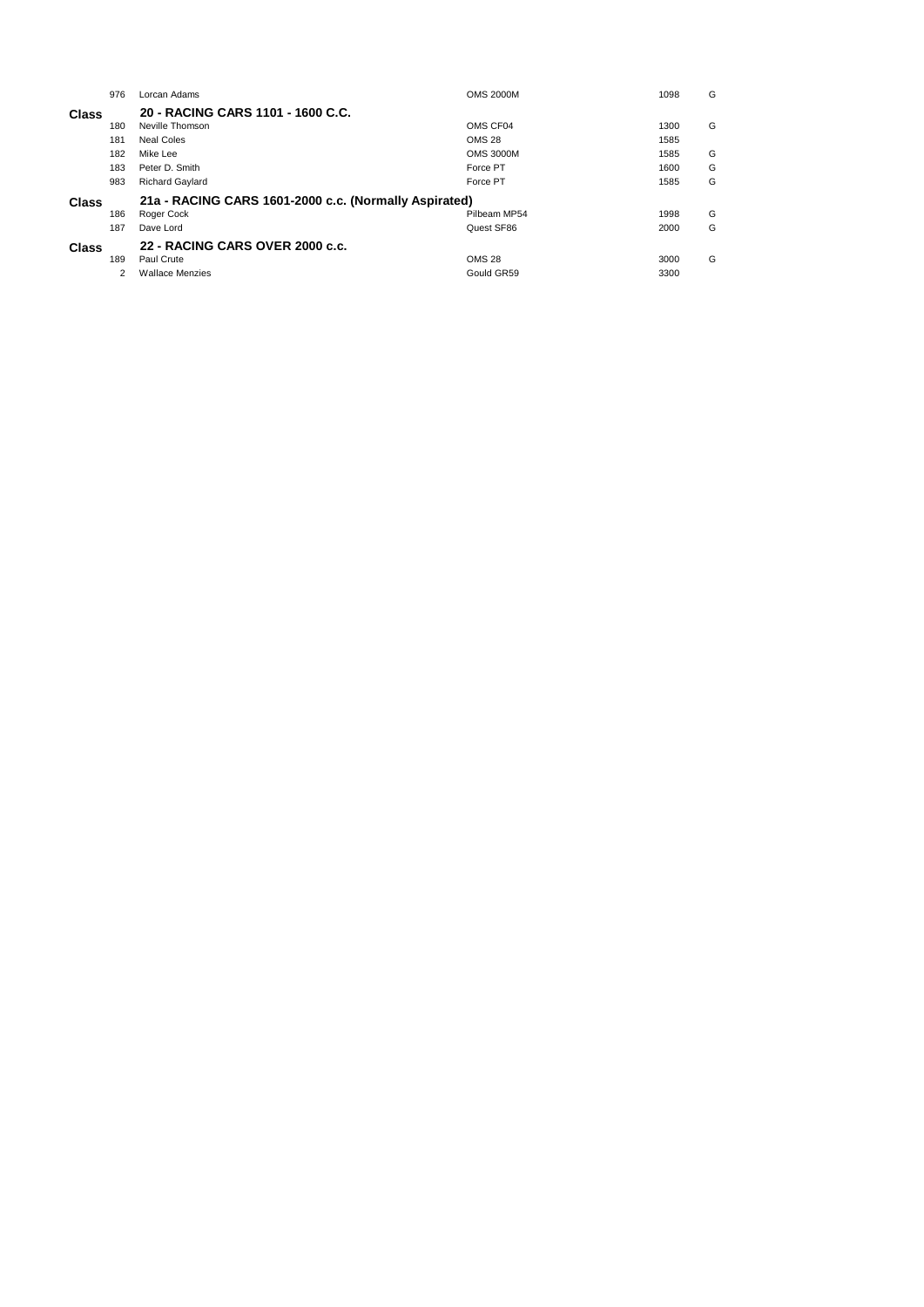| | | | | |
|---|---|---|---|---|
| 976 | Lorcan Adams | OMS 2000M | 1098 | G |

**Class** **20 - RACING CARS 1101 - 1600 C.C.**

| | | | | |
|---|---|---|---|---|
| 180 | Neville Thomson | OMS CF04 | 1300 | G |
| 181 | Neal Coles | OMS 28 | 1585 | |
| 182 | Mike Lee | OMS 3000M | 1585 | G |
| 183 | Peter D. Smith | Force PT | 1600 | G |
| 983 | Richard Gaylard | Force PT | 1585 | G |

**Class** **21a - RACING CARS 1601-2000 c.c. (Normally Aspirated)**

| | | | | |
|---|---|---|---|---|
| 186 | Roger Cock | Pilbeam MP54 | 1998 | G |
| 187 | Dave Lord | Quest SF86 | 2000 | G |

**Class** **22 - RACING CARS OVER 2000 c.c.**

| | | | | |
|---|---|---|---|---|
| 189 | Paul Crute | OMS 28 | 3000 | G |
| 2 | Wallace Menzies | Gould GR59 | 3300 | |